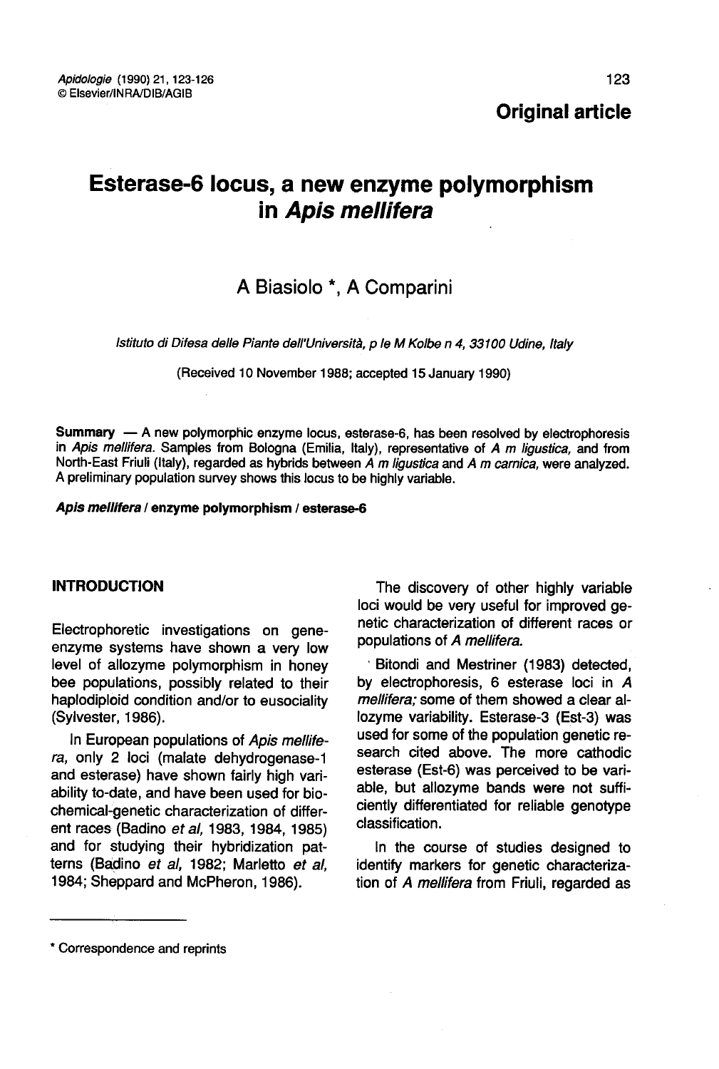Original article

# Esterase-6 locus, a new enzyme polymorphism in *Apis mellifera*

A Biasiolo *, A Comparini

*Istituto di Difesa delle Piante dell'Università, p le M Kolbe n 4, 33100 Udine, Italy*

(Received 10 November 1988; accepted 15 January 1990)

**Summary** — A new polymorphic enzyme locus, esterase-6, has been resolved by electrophoresis in *Apis mellifera*. Samples from Bologna (Emilia, Italy), representative of *A m ligustica*, and from North-East Friuli (Italy), regarded as hybrids between *A m ligustica* and *A m carnica*, were analyzed. A preliminary population survey shows this locus to be highly variable.

***Apis mellifera* / enzyme polymorphism / esterase-6**

## INTRODUCTION

Electrophoretic investigations on gene-enzyme systems have shown a very low level of allozyme polymorphism in honey bee populations, possibly related to their haplodiploid condition and/or to eusociality (Sylvester, 1986).

In European populations of *Apis mellifera*, only 2 loci (malate dehydrogenase-1 and esterase) have shown fairly high variability to-date, and have been used for biochemical-genetic characterization of different races (Badino *et al*, 1983, 1984, 1985) and for studying their hybridization patterns (Badino *et al*, 1982; Marletto *et al*, 1984; Sheppard and McPheron, 1986).

The discovery of other highly variable loci would be very useful for improved genetic characterization of different races or populations of *A mellifera*.

Bitondi and Mestriner (1983) detected, by electrophoresis, 6 esterase loci in *A mellifera*; some of them showed a clear allozyme variability. Esterase-3 (Est-3) was used for some of the population genetic research cited above. The more cathodic esterase (Est-6) was perceived to be variable, but allozyme bands were not sufficiently differentiated for reliable genotype classification.

In the course of studies designed to identify markers for genetic characterization of *A mellifera* from Friuli, regarded as

* Correspondence and reprints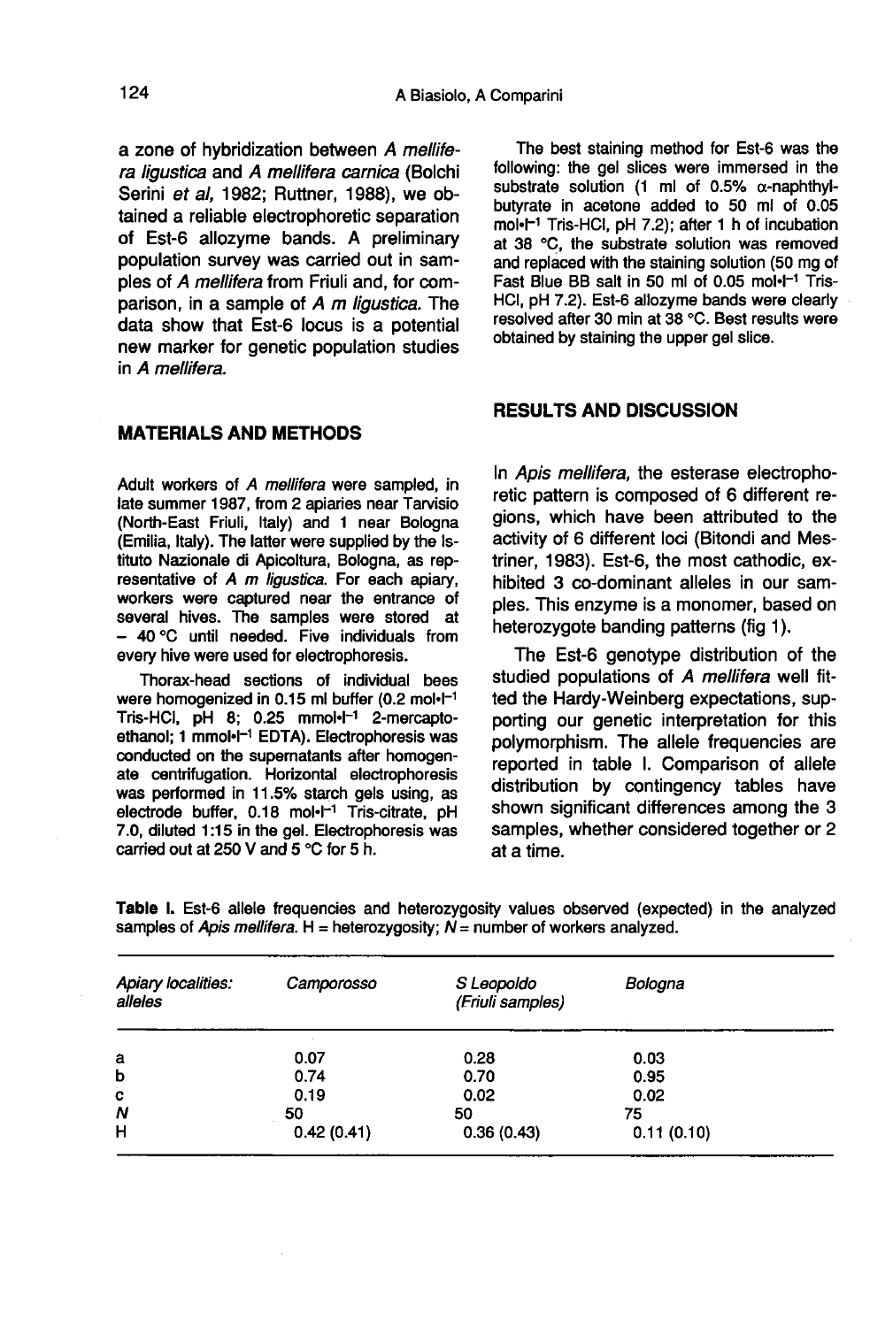a zone of hybridization between *A mellifera ligustica* and *A mellifera carnica* (Bolchi Serini *et al*, 1982; Ruttner, 1988), we obtained a reliable electrophoretic separation of Est-6 allozyme bands. A preliminary population survey was carried out in samples of *A mellifera* from Friuli and, for comparison, in a sample of *A m ligustica*. The data show that Est-6 locus is a potential new marker for genetic population studies in *A mellifera*.

## MATERIALS AND METHODS

Adult workers of *A mellifera* were sampled, in late summer 1987, from 2 apiaries near Tarvisio (North-East Friuli, Italy) and 1 near Bologna (Emilia, Italy). The latter were supplied by the Istituto Nazionale di Apicoltura, Bologna, as representative of *A m ligustica*. For each apiary, workers were captured near the entrance of several hives. The samples were stored at − 40 °C until needed. Five individuals from every hive were used for electrophoresis.

Thorax-head sections of individual bees were homogenized in 0.15 ml buffer (0.2 $mol \cdot l^{-1}$ Tris-HCl, pH 8; 0.25 $mmol \cdot l^{-1}$ 2-mercaptoethanol; 1 $mmol \cdot l^{-1}$ EDTA). Electrophoresis was conducted on the supernatants after homogenate centrifugation. Horizontal electrophoresis was performed in 11.5% starch gels using, as electrode buffer, 0.18 $mol \cdot l^{-1}$ Tris-citrate, pH 7.0, diluted 1:15 in the gel. Electrophoresis was carried out at 250 V and 5 °C for 5 h.

The best staining method for Est-6 was the following: the gel slices were immersed in the substrate solution (1 ml of 0.5% α-naphthylbutyrate in acetone added to 50 ml of 0.05 $mol \cdot l^{-1}$ Tris-HCl, pH 7.2); after 1 h of incubation at 38 °C, the substrate solution was removed and replaced with the staining solution (50 mg of Fast Blue BB salt in 50 ml of 0.05 $mol \cdot l^{-1}$ Tris-HCl, pH 7.2). Est-6 allozyme bands were clearly resolved after 30 min at 38 °C. Best results were obtained by staining the upper gel slice.

## RESULTS AND DISCUSSION

In *Apis mellifera*, the esterase electrophoretic pattern is composed of 6 different regions, which have been attributed to the activity of 6 different loci (Bitondi and Mestriner, 1983). Est-6, the most cathodic, exhibited 3 co-dominant alleles in our samples. This enzyme is a monomer, based on heterozygote banding patterns (fig 1).

The Est-6 genotype distribution of the studied populations of *A mellifera* well fitted the Hardy-Weinberg expectations, supporting our genetic interpretation for this polymorphism. The allele frequencies are reported in table I. Comparison of allele distribution by contingency tables have shown significant differences among the 3 samples, whether considered together or 2 at a time.

**Table I.** Est-6 allele frequencies and heterozygosity values observed (expected) in the analyzed samples of *Apis mellifera*. H = heterozygosity; *N* = number of workers analyzed.

| *Apiary localities:* *alleles* | *Camporosso* | *S Leopoldo* *(Friuli samples)* | *Bologna* |
|---|---|---|---|
| a | 0.07 | 0.28 | 0.03 |
| b | 0.74 | 0.70 | 0.95 |
| c | 0.19 | 0.02 | 0.02 |
| *N* | 50 | 50 | 75 |
| H | 0.42 (0.41) | 0.36 (0.43) | 0.11 (0.10) |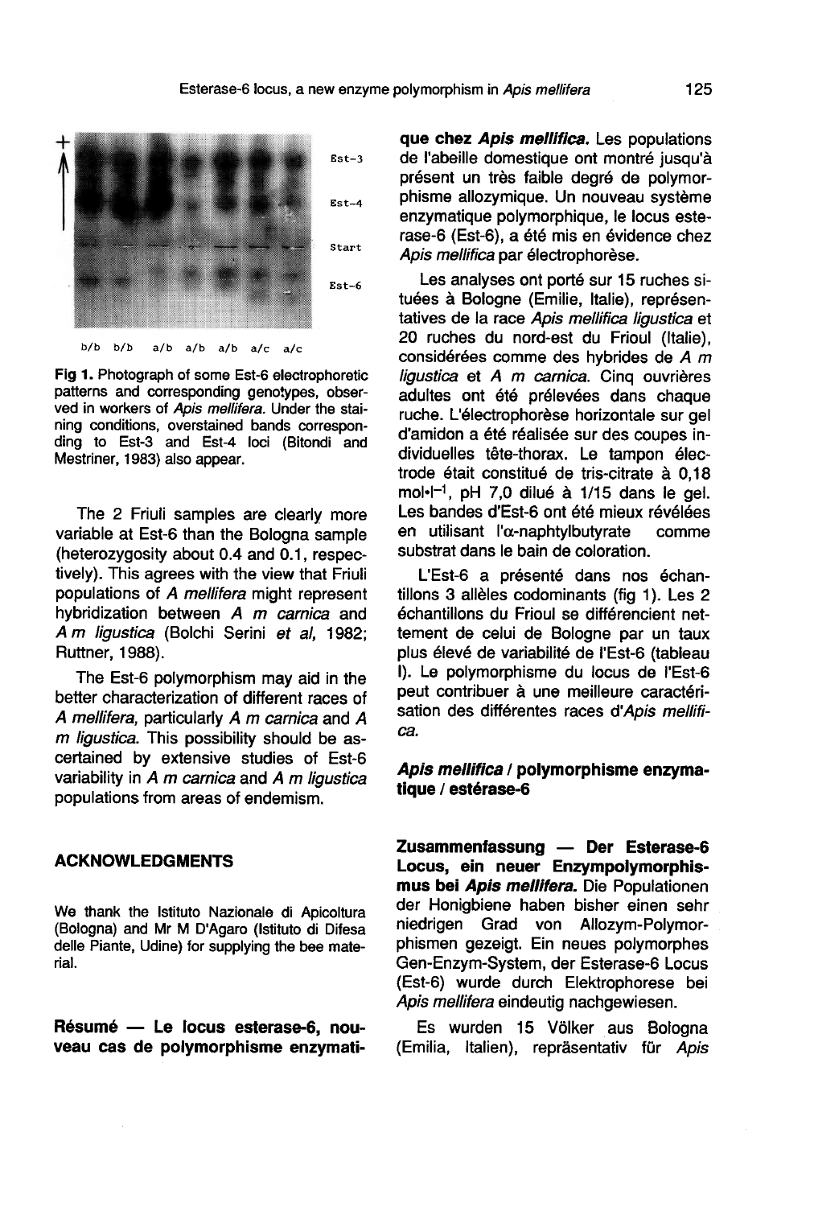Fig 1. Photograph of some Est-6 electrophoretic patterns and corresponding genotypes, observed in workers of *Apis mellifera*. Under the staining conditions, overstained bands corresponding to Est-3 and Est-4 loci (Bitondi and Mestriner, 1983) also appear.

The 2 Friuli samples are clearly more variable at Est-6 than the Bologna sample (heterozygosity about 0.4 and 0.1, respectively). This agrees with the view that Friuli populations of *A mellifera* might represent hybridization between *A m carnica* and *A m ligustica* (Bolchi Serini *et al*, 1982; Ruttner, 1988).

The Est-6 polymorphism may aid in the better characterization of different races of *A mellifera*, particularly *A m carnica* and *A m ligustica*. This possibility should be ascertained by extensive studies of Est-6 variability in *A m carnica* and *A m ligustica* populations from areas of endemism.

## ACKNOWLEDGMENTS

We thank the Istituto Nazionale di Apicoltura (Bologna) and Mr M D'Agaro (Istituto di Difesa delle Piante, Udine) for supplying the bee material.

**Résumé — Le locus esterase-6, nouveau cas de polymorphisme enzymatique chez *Apis mellifica*.** Les populations de l'abeille domestique ont montré jusqu'à présent un très faible degré de polymorphisme allozymique. Un nouveau système enzymatique polymorphique, le locus esterase-6 (Est-6), a été mis en évidence chez *Apis mellifica* par électrophorèse.

Les analyses ont porté sur 15 ruches situées à Bologne (Emilie, Italie), représentatives de la race *Apis mellifica ligustica* et 20 ruches du nord-est du Frioul (Italie), considérées comme des hybrides de *A m ligustica* et *A m carnica*. Cinq ouvrières adultes ont été prélevées dans chaque ruche. L'électrophorèse horizontale sur gel d'amidon a été réalisée sur des coupes individuelles tête-thorax. Le tampon électrode était constitué de tris-citrate à 0,18 mol•l$^{-1}$, pH 7,0 dilué à 1/15 dans le gel. Les bandes d'Est-6 ont été mieux révélées en utilisant l'α-naphtylbutyrate comme substrat dans le bain de coloration.

L'Est-6 a présenté dans nos échantillons 3 allèles codominants (fig 1). Les 2 échantillons du Frioul se différencient nettement de celui de Bologne par un taux plus élevé de variabilité de l'Est-6 (tableau I). Le polymorphisme du locus de l'Est-6 peut contribuer à une meilleure caractérisation des différentes races d'*Apis mellifica*.

***Apis mellifica* / polymorphisme enzymatique / estérase-6**

**Zusammenfassung — Der Esterase-6 Locus, ein neuer Enzympolymorphismus bei *Apis mellifera*.** Die Populationen der Honigbiene haben bisher einen sehr niedrigen Grad von Allozym-Polymorphismen gezeigt. Ein neues polymorphes Gen-Enzym-System, der Esterase-6 Locus (Est-6) wurde durch Elektrophorese bei *Apis mellifera* eindeutig nachgewiesen.

Es wurden 15 Völker aus Bologna (Emilia, Italien), repräsentativ für *Apis*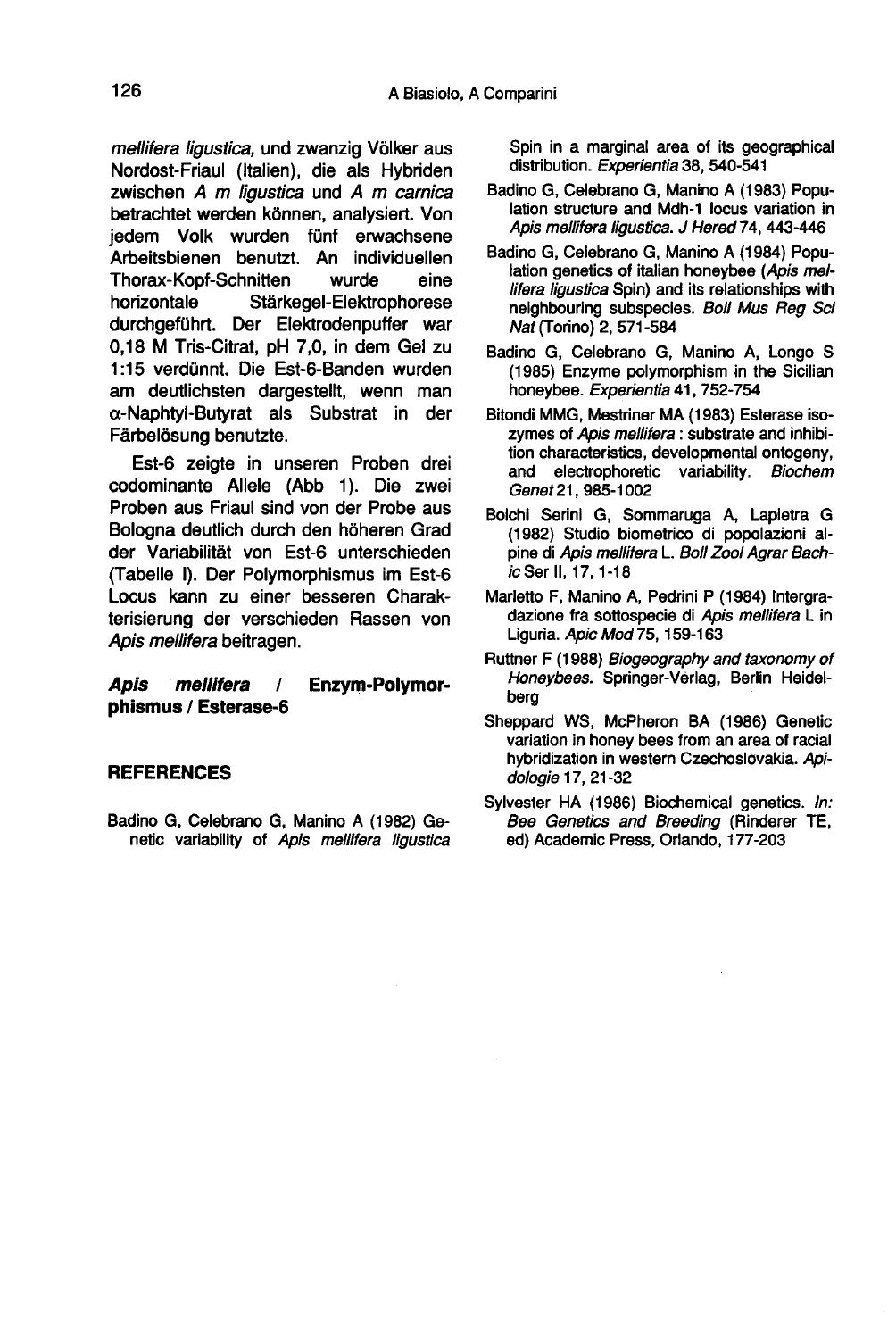mellifera ligustica, und zwanzig Völker aus Nordost-Friaul (Italien), die als Hybriden zwischen *A m ligustica* und *A m carnica* betrachtet werden können, analysiert. Von jedem Volk wurden fünf erwachsene Arbeitsbienen benutzt. An individuellen Thorax-Kopf-Schnitten wurde eine horizontale Stärkegel-Elektrophorese durchgeführt. Der Elektrodenpuffer war 0,18 M Tris-Citrat, pH 7,0, in dem Gel zu 1:15 verdünnt. Die Est-6-Banden wurden am deutlichsten dargestellt, wenn man α-Naphtyl-Butyrat als Substrat in der Färbelösung benutzte.

Est-6 zeigte in unseren Proben drei codominante Allele (Abb 1). Die zwei Proben aus Friaul sind von der Probe aus Bologna deutlich durch den höheren Grad der Variabilität von Est-6 unterschieden (Tabelle I). Der Polymorphismus im Est-6 Locus kann zu einer besseren Charakterisierung der verschieden Rassen von *Apis mellifera* beitragen.

***Apis mellifera* / Enzym-Polymorphismus / Esterase-6**

## REFERENCES

Badino G, Celebrano G, Manino A (1982) Genetic variability of *Apis mellifera ligustica* Spin in a marginal area of its geographical distribution. *Experientia* 38, 540-541

Badino G, Celebrano G, Manino A (1983) Population structure and Mdh-1 locus variation in *Apis mellifera ligustica*. *J Hered* 74, 443-446

Badino G, Celebrano G, Manino A (1984) Population genetics of italian honeybee (*Apis mellifera ligustica* Spin) and its relationships with neighbouring subspecies. *Boll Mus Reg Sci Nat* (Torino) 2, 571-584

Badino G, Celebrano G, Manino A, Longo S (1985) Enzyme polymorphism in the Sicilian honeybee. *Experientia* 41, 752-754

Bitondi MMG, Mestriner MA (1983) Esterase isozymes of *Apis mellifera* : substrate and inhibition characteristics, developmental ontogeny, and electrophoretic variability. *Biochem Genet* 21, 985-1002

Bolchi Serini G, Sommaruga A, Lapietra G (1982) Studio biometrico di popolazioni alpine di *Apis mellifera* L. *Boll Zool Agrar Bachic* Ser II, 17, 1-18

Marletto F, Manino A, Pedrini P (1984) Intergradazione fra sottospecie di *Apis mellifera* L in Liguria. *Apic Mod* 75, 159-163

Ruttner F (1988) *Biogeography and taxonomy of Honeybees*. Springer-Verlag, Berlin Heidelberg

Sheppard WS, McPheron BA (1986) Genetic variation in honey bees from an area of racial hybridization in western Czechoslovakia. *Apidologie* 17, 21-32

Sylvester HA (1986) Biochemical genetics. *In: Bee Genetics and Breeding* (Rinderer TE, ed) Academic Press, Orlando, 177-203